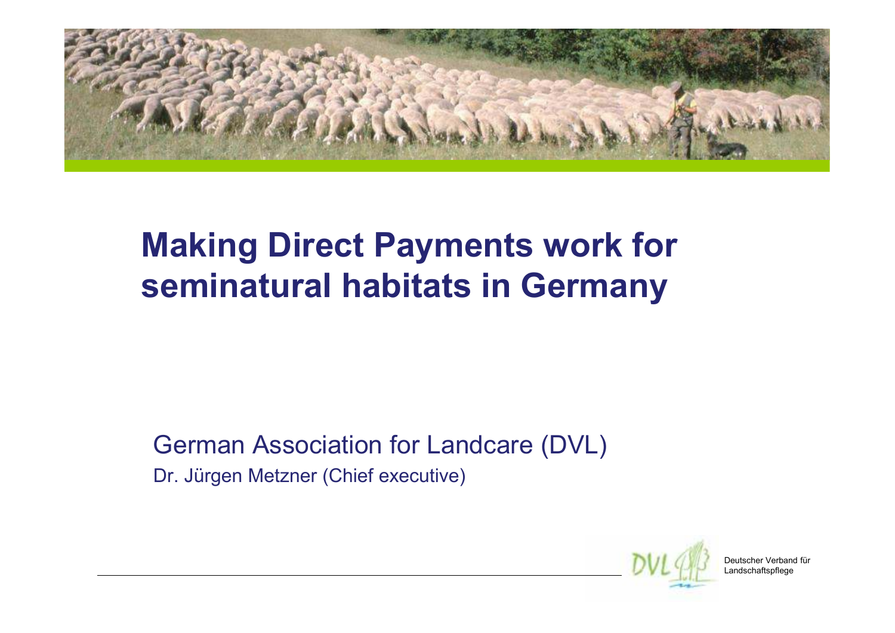# Making Direct Payments work for seminatural habitats in Germany

German Association for Landcare (DVL)

Dr. Jürgen Metzner (Chief executive)

Deutscher Verband für Landschaftspflege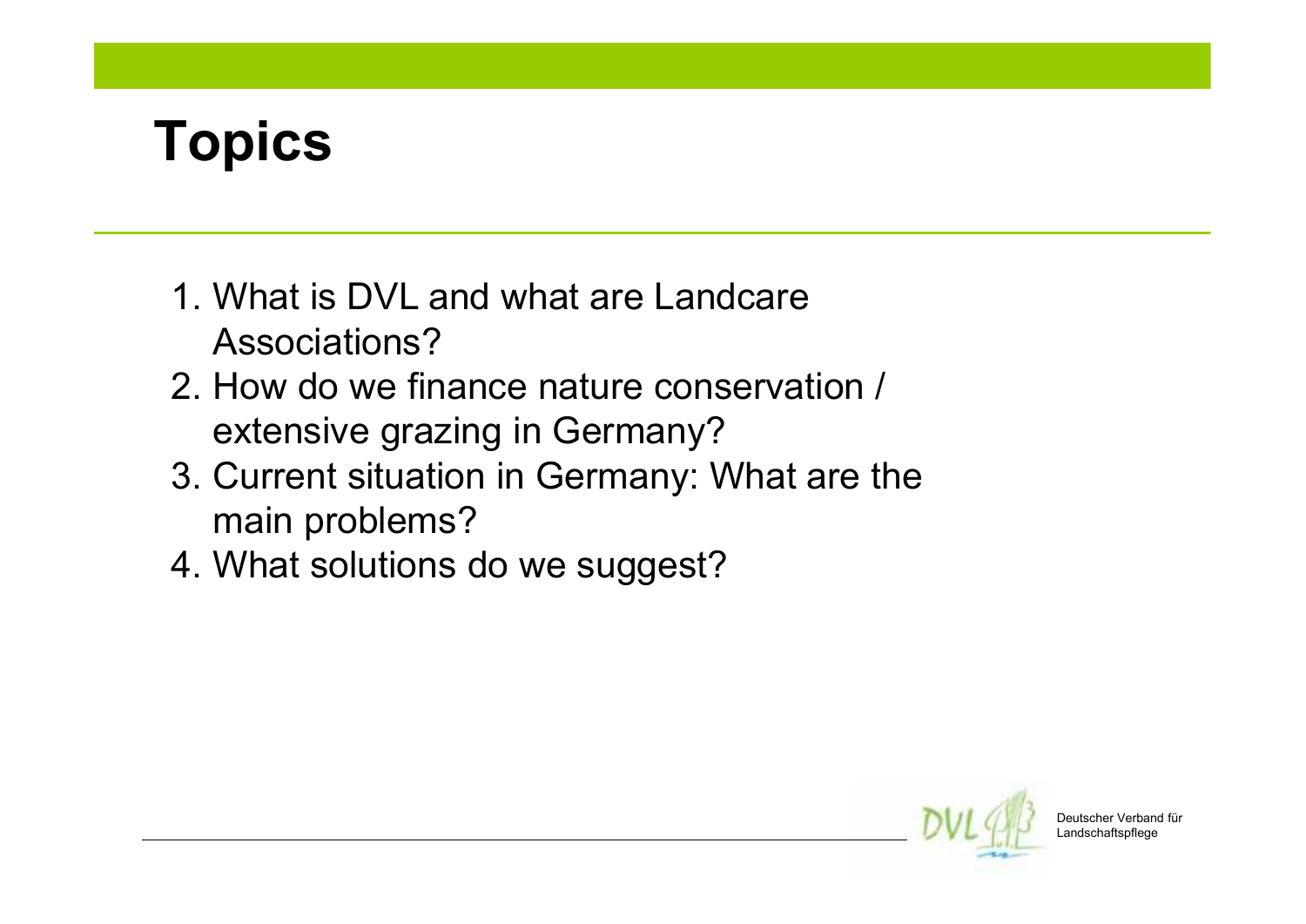# Topics

1. What is DVL and what are Landcare Associations?
2. How do we finance nature conservation / extensive grazing in Germany?
3. Current situation in Germany: What are the main problems?
4. What solutions do we suggest?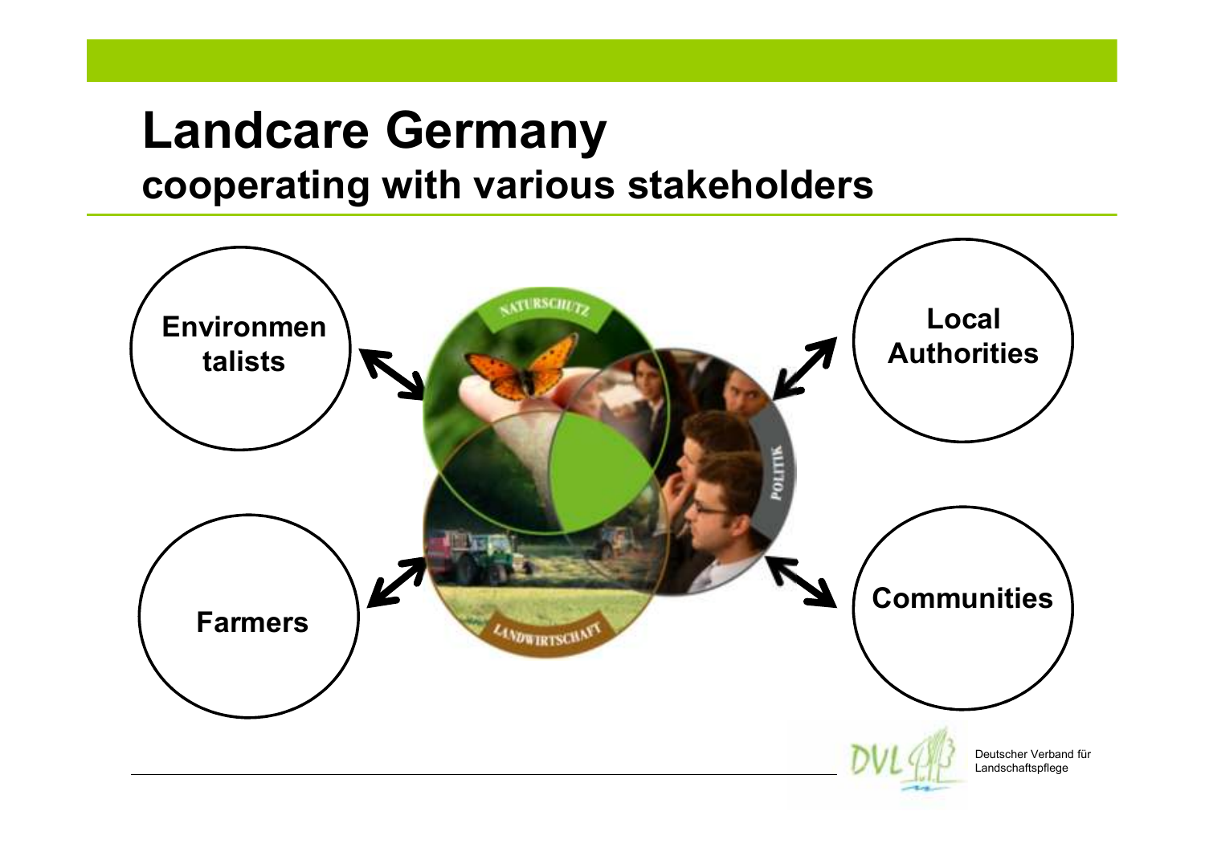# Landcare Germany

## cooperating with various stakeholders

Environmentalists

Local Authorities

Farmers

Communities

NATURSCHUTZ

POLITIK

LANDWIRTSCHAFT

Deutscher Verband für Landschaftspflege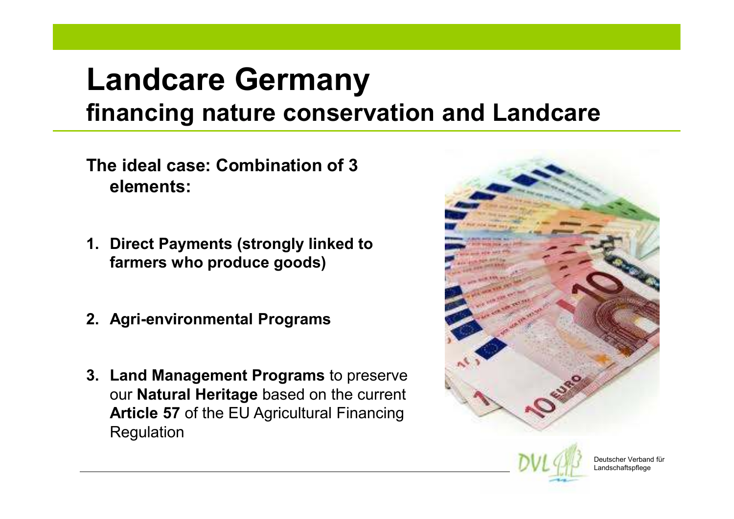# Landcare Germany

## financing nature conservation and Landcare

**The ideal case: Combination of 3 elements:**

1. **Direct Payments (strongly linked to farmers who produce goods)**
2. **Agri-environmental Programs**
3. **Land Management Programs** to preserve our **Natural Heritage** based on the current **Article 57** of the EU Agricultural Financing Regulation

Deutscher Verband für Landschaftspflege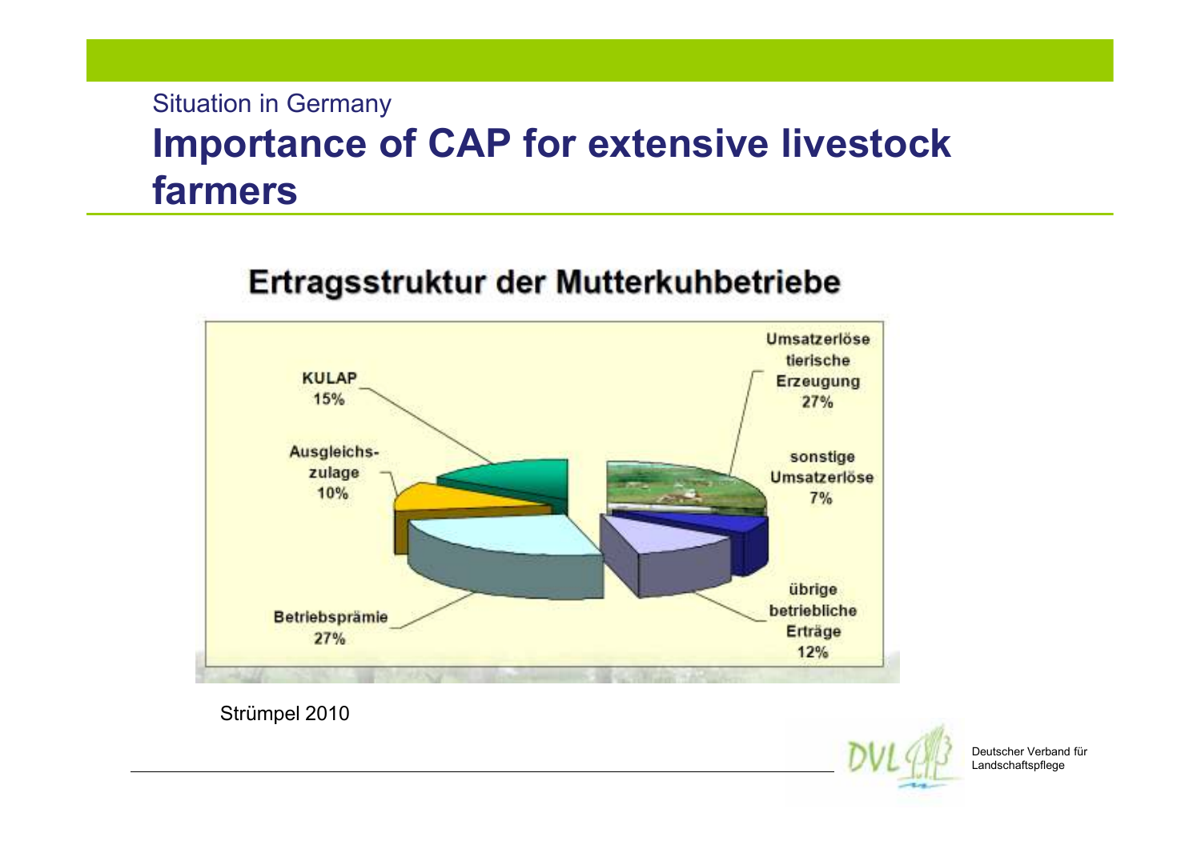Situation in Germany

# Importance of CAP for extensive livestock farmers

## Ertragsstruktur der Mutterkuhbetriebe

| Ertragsart | Anteil |
|---|---|
| Umsatzerlöse tierische Erzeugung | 27% |
| sonstige Umsatzerlöse | 7% |
| übrige betriebliche Erträge | 12% |
| Betriebsprämie | 27% |
| Ausgleichs-zulage | 10% |
| KULAP | 15% |

Strümpel 2010

Deutscher Verband für Landschaftspflege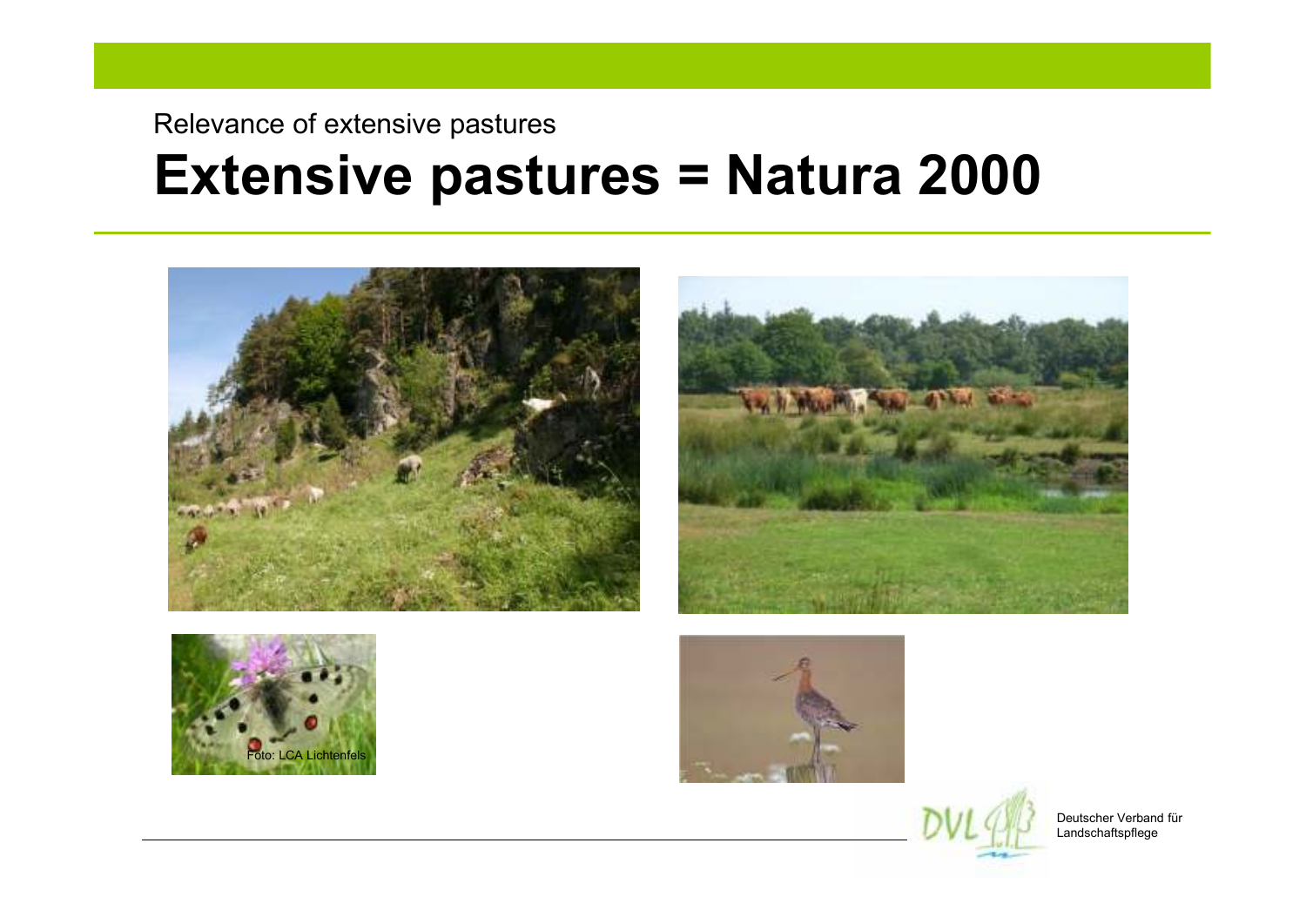Relevance of extensive pastures

# Extensive pastures = Natura 2000

Foto: LCA Lichtenfels

Deutscher Verband für Landschaftspflege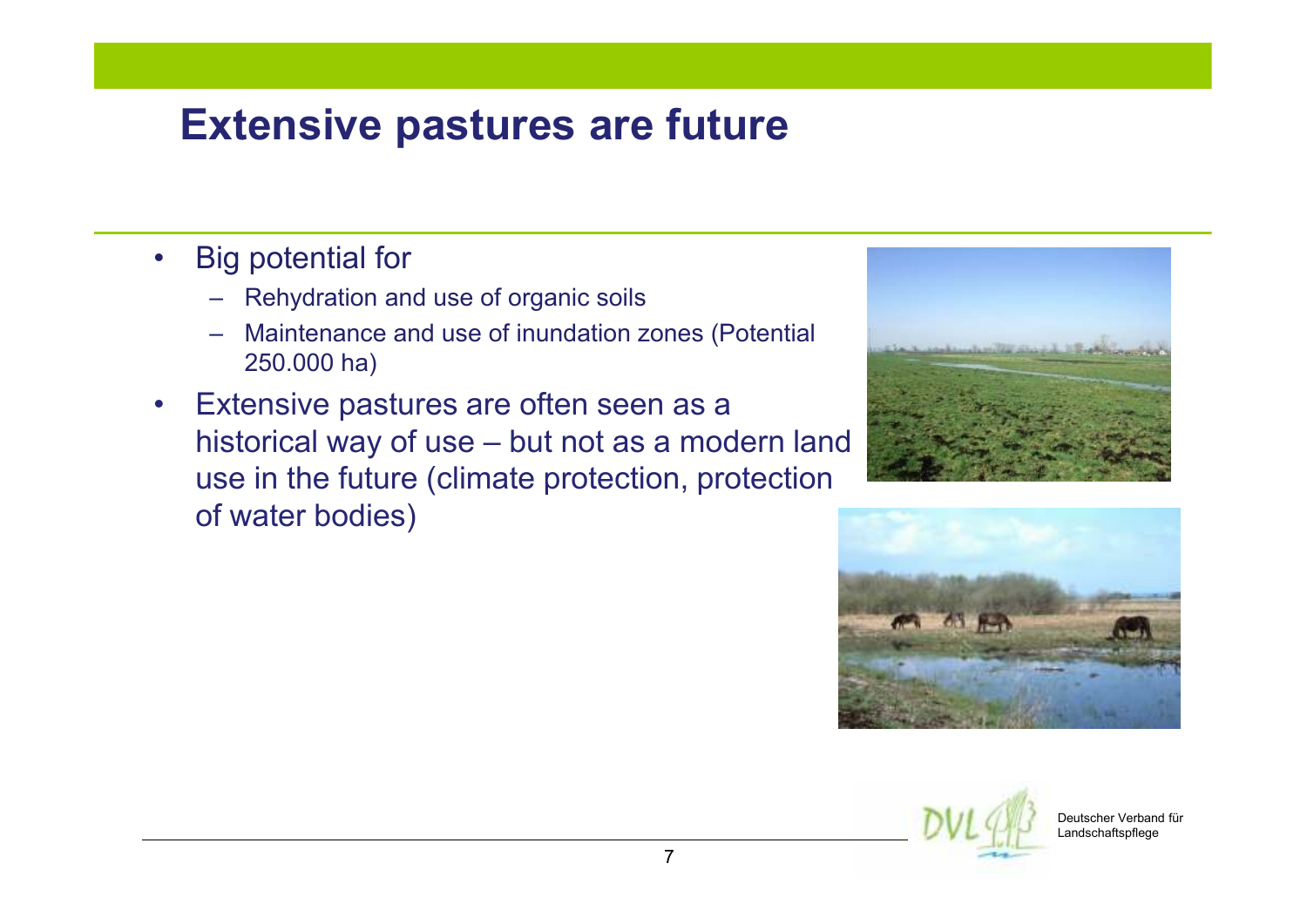# Extensive pastures are future

- Big potential for
  - Rehydration and use of organic soils
  - Maintenance and use of inundation zones (Potential 250.000 ha)
- Extensive pastures are often seen as a historical way of use – but not as a modern land use in the future (climate protection, protection of water bodies)

Deutscher Verband für Landschaftspflege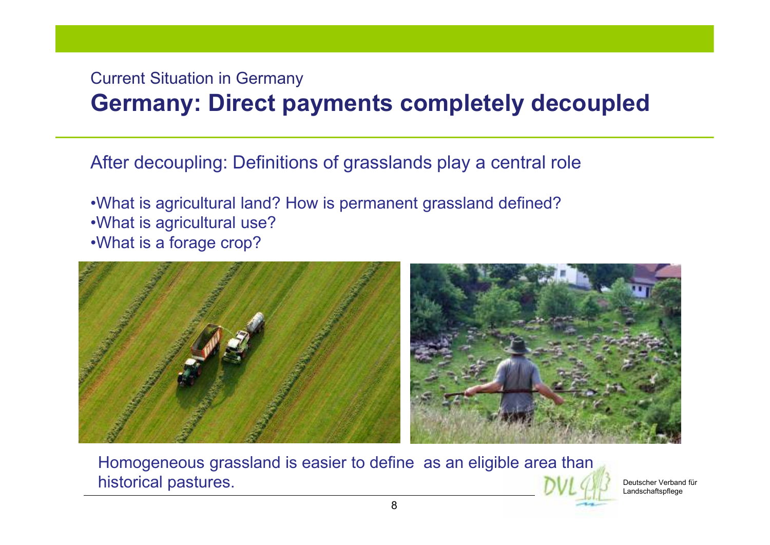Current Situation in Germany

# Germany: Direct payments completely decoupled

After decoupling: Definitions of grasslands play a central role

- What is agricultural land? How is permanent grassland defined?
- What is agricultural use?
- What is a forage crop?

Homogeneous grassland is easier to define as an eligible area than historical pastures.

Deutscher Verband für Landschaftspflege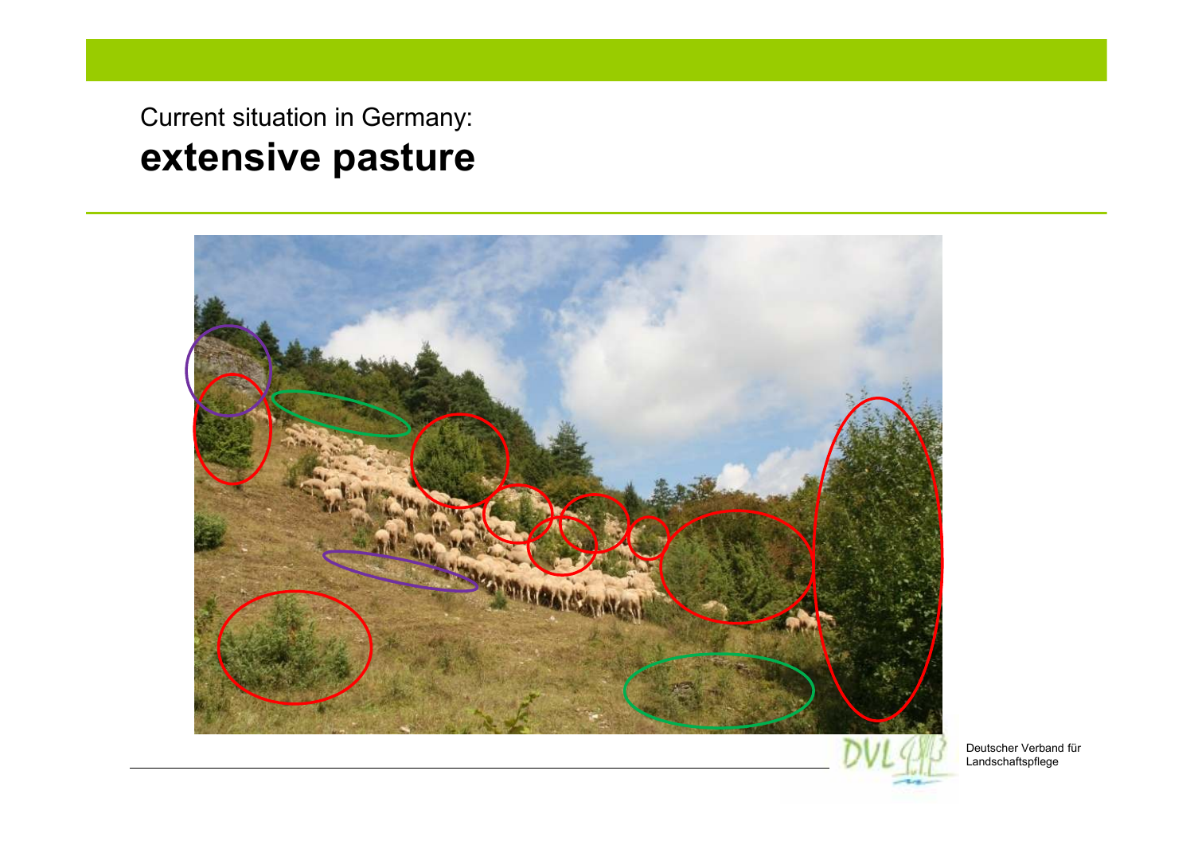Current situation in Germany:

## extensive pasture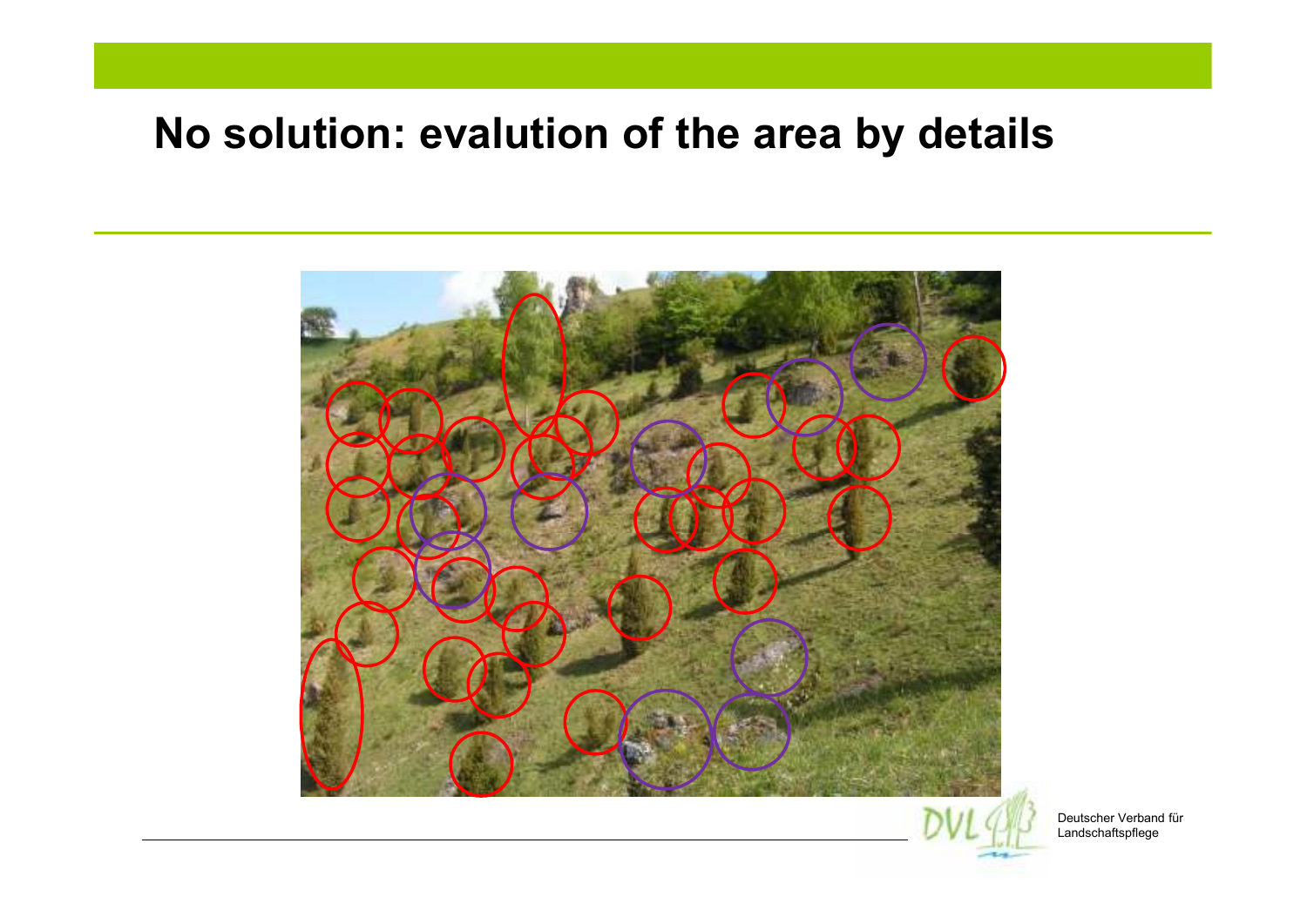# No solution: evalution of the area by details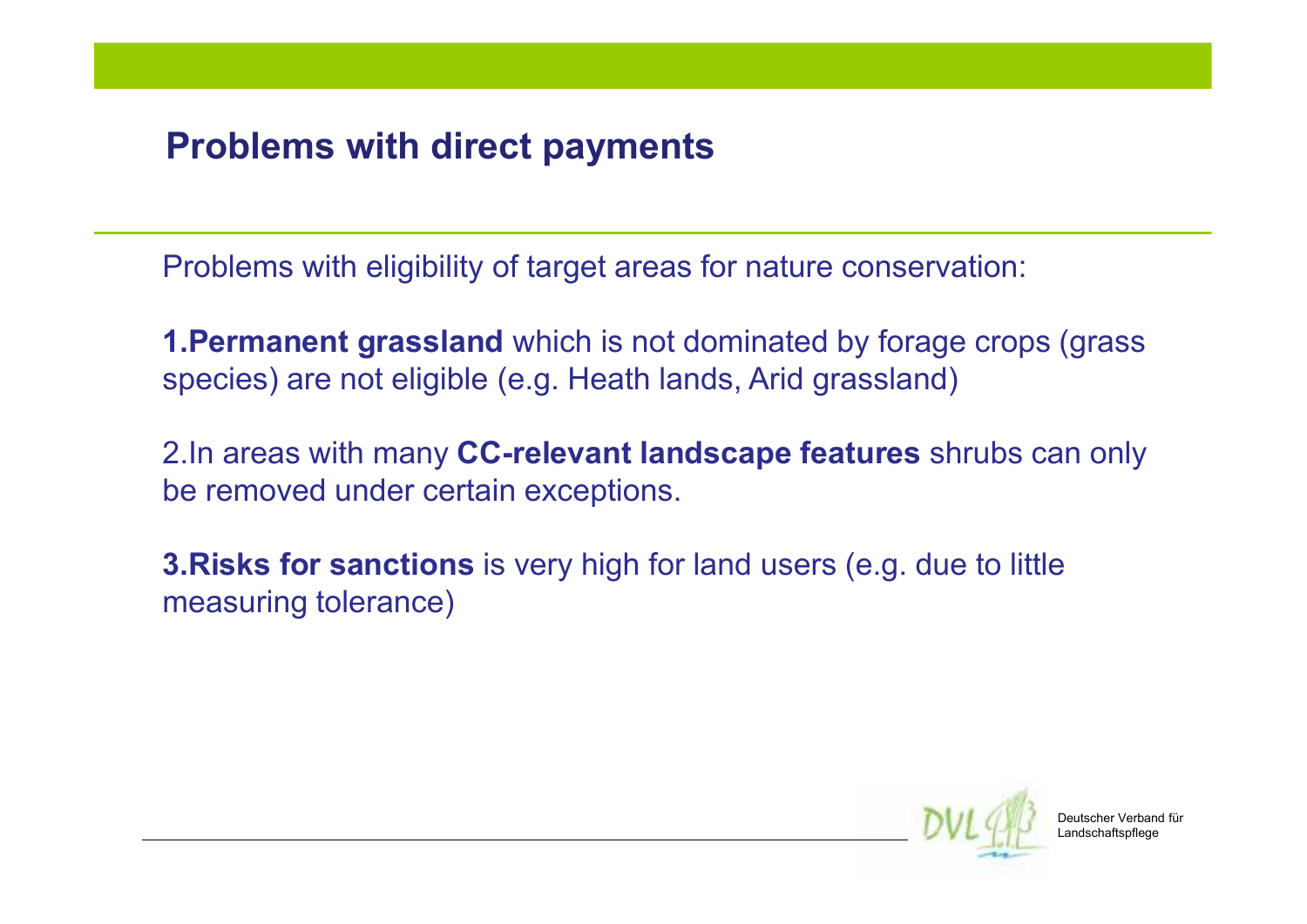## Problems with direct payments

Problems with eligibility of target areas for nature conservation:

**1.Permanent grassland** which is not dominated by forage crops (grass species) are not eligible (e.g. Heath lands, Arid grassland)

2.In areas with many **CC-relevant landscape features** shrubs can only be removed under certain exceptions.

**3.Risks for sanctions** is very high for land users (e.g. due to little measuring tolerance)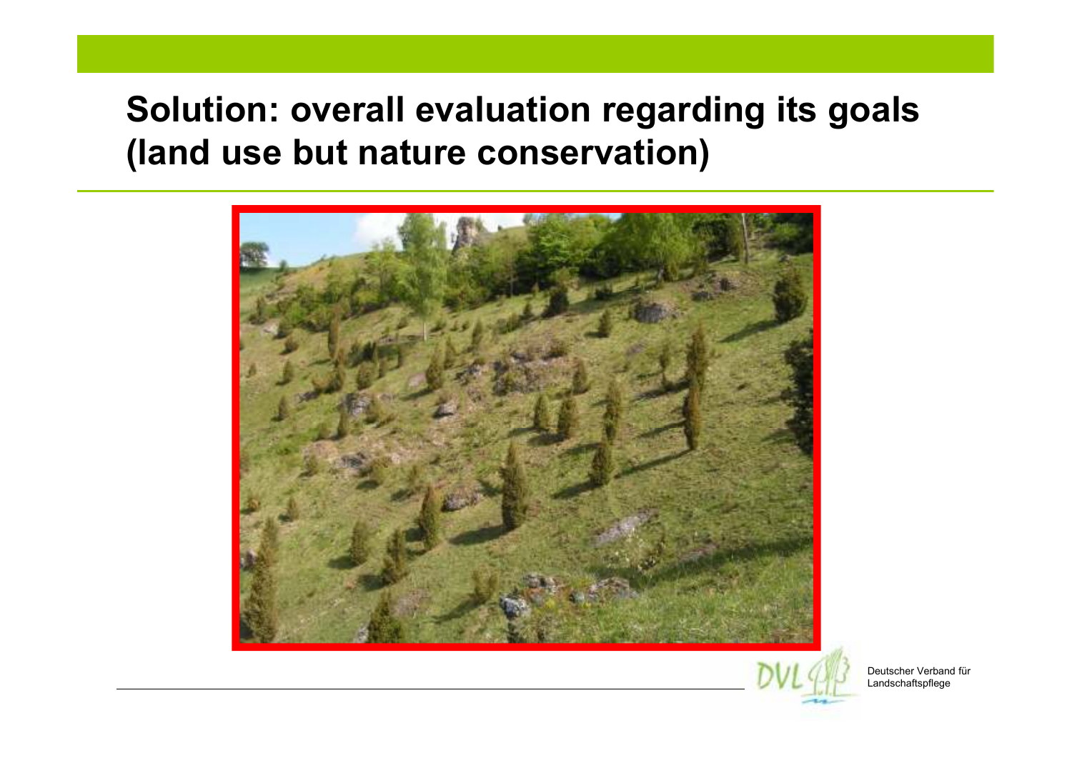# Solution: overall evaluation regarding its goals (land use but nature conservation)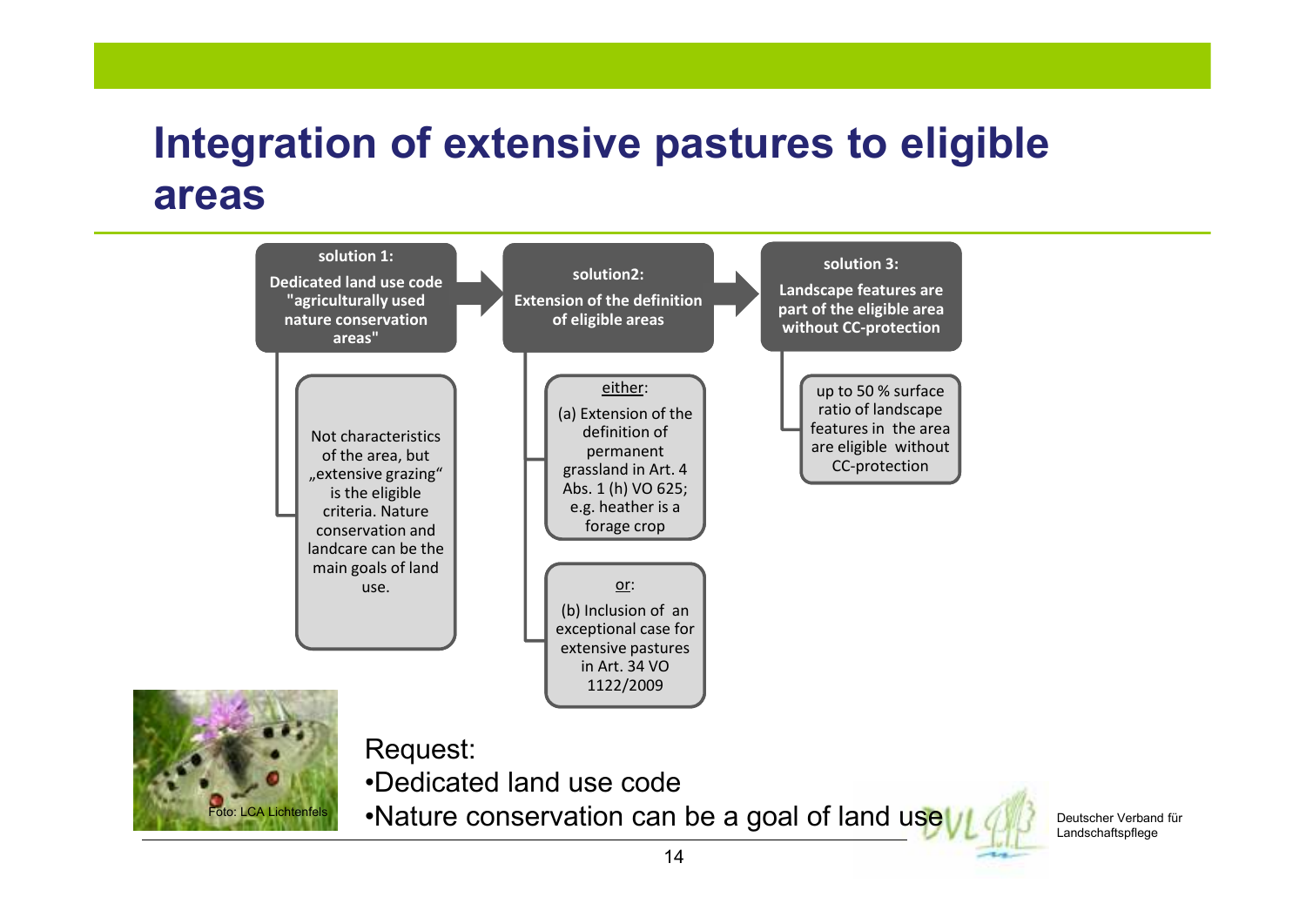# Integration of extensive pastures to eligible areas

**solution 1:**

**Dedicated land use code "agriculturally used nature conservation areas"**

Not characteristics of the area, but „extensive grazing“ is the eligible criteria. Nature conservation and landcare can be the main goals of land use.

**solution2:**

**Extension of the definition of eligible areas**

either:

(a) Extension of the definition of permanent grassland in Art. 4 Abs. 1 (h) VO 625; e.g. heather is a forage crop

or:

(b) Inclusion of an exceptional case for extensive pastures in Art. 34 VO 1122/2009

**solution 3:**

**Landscape features are part of the eligible area without CC-protection**

up to 50 % surface ratio of landscape features in the area are eligible without CC-protection

Foto: LCA Lichtenfels

Request:

- Dedicated land use code
- Nature conservation can be a goal of land use

Deutscher Verband für Landschaftspflege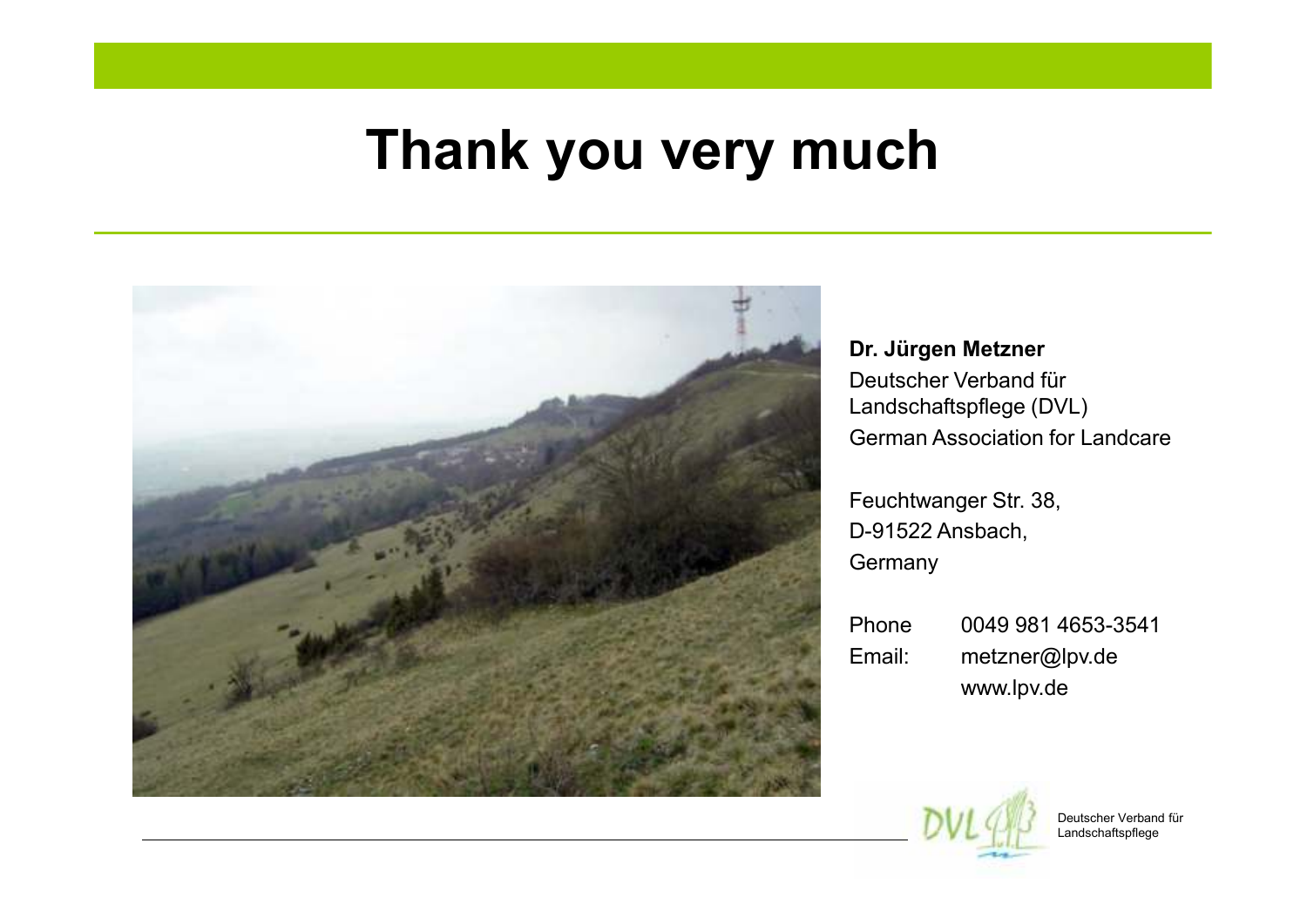# Thank you very much

**Dr. Jürgen Metzner**
Deutscher Verband für Landschaftspflege (DVL)
German Association for Landcare

Feuchtwanger Str. 38,
D-91522 Ansbach,
Germany

| | |
|---|---|
| Phone | 0049 981 4653-3541 |
| Email: | metzner@lpv.de |
| | www.lpv.de |

Deutscher Verband für Landschaftspflege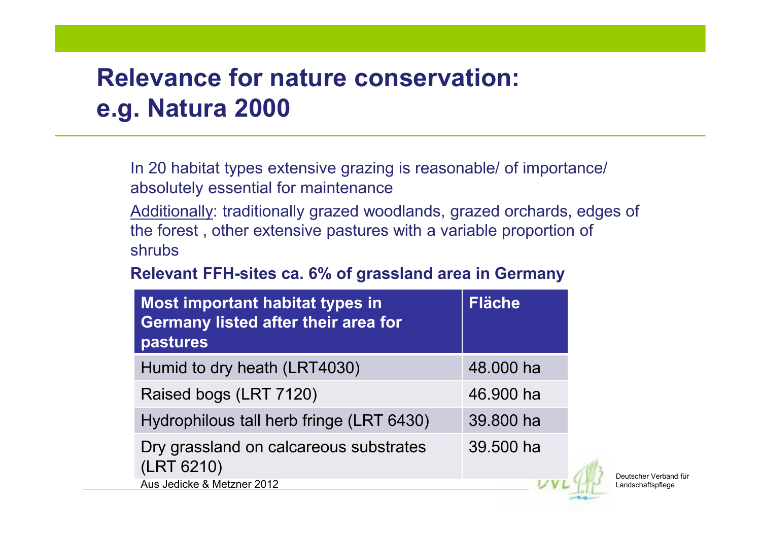# Relevance for nature conservation: e.g. Natura 2000

In 20 habitat types extensive grazing is reasonable/ of importance/ absolutely essential for maintenance

Additionally: traditionally grazed woodlands, grazed orchards, edges of the forest , other extensive pastures with a variable proportion of shrubs

**Relevant FFH-sites ca. 6% of grassland area in Germany**

| Most important habitat types in Germany listed after their area for pastures | Fläche |
|---|---|
| Humid to dry heath (LRT4030) | 48.000 ha |
| Raised bogs (LRT 7120) | 46.900 ha |
| Hydrophilous tall herb fringe (LRT 6430) | 39.800 ha |
| Dry grassland on calcareous substrates (LRT 6210) | 39.500 ha |

Aus Jedicke & Metzner 2012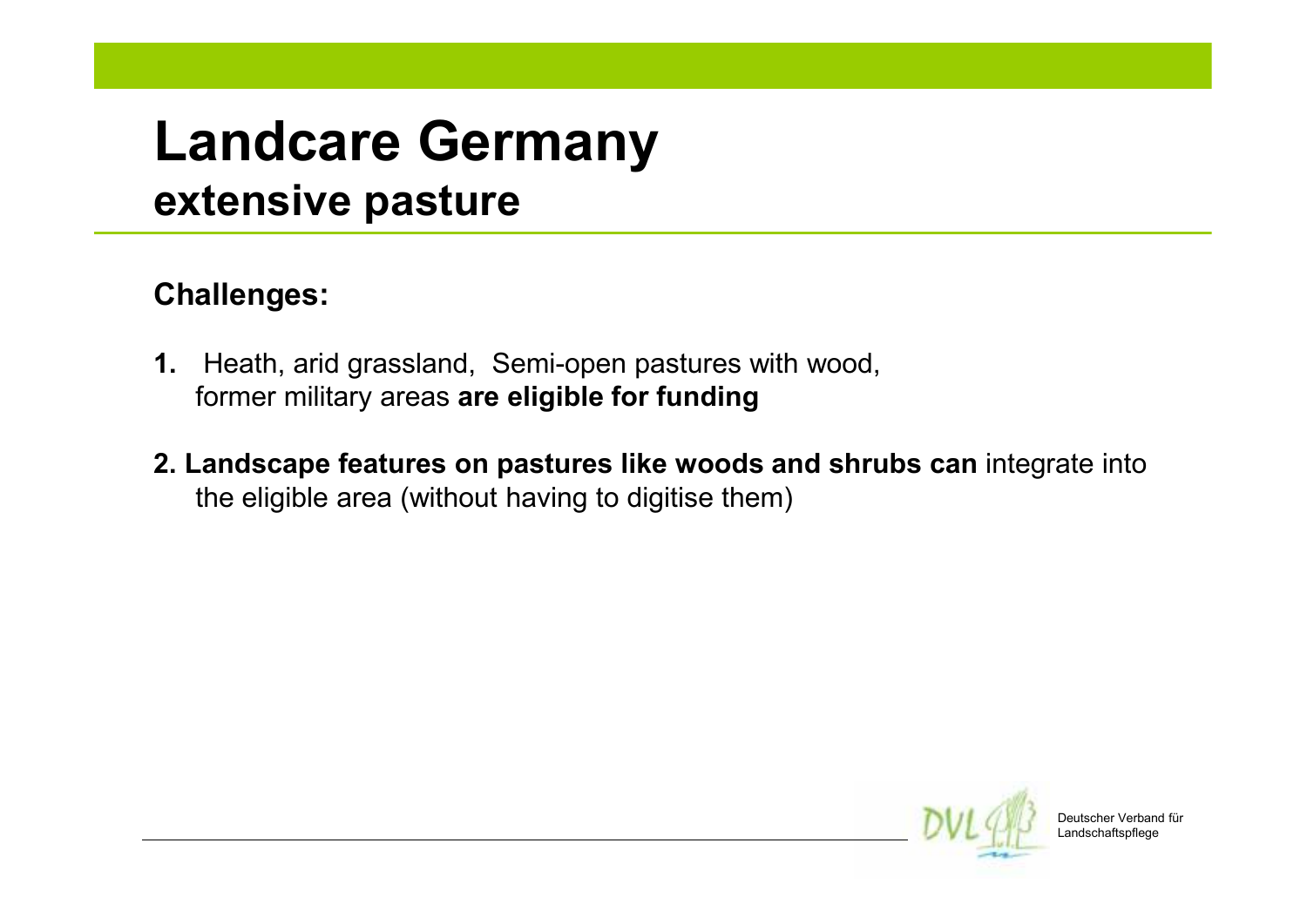# Landcare Germany

## extensive pasture

**Challenges:**

1. Heath, arid grassland, Semi-open pastures with wood, former military areas **are eligible for funding**

2. **Landscape features on pastures like woods and shrubs can** integrate into the eligible area (without having to digitise them)

Deutscher Verband für Landschaftspflege